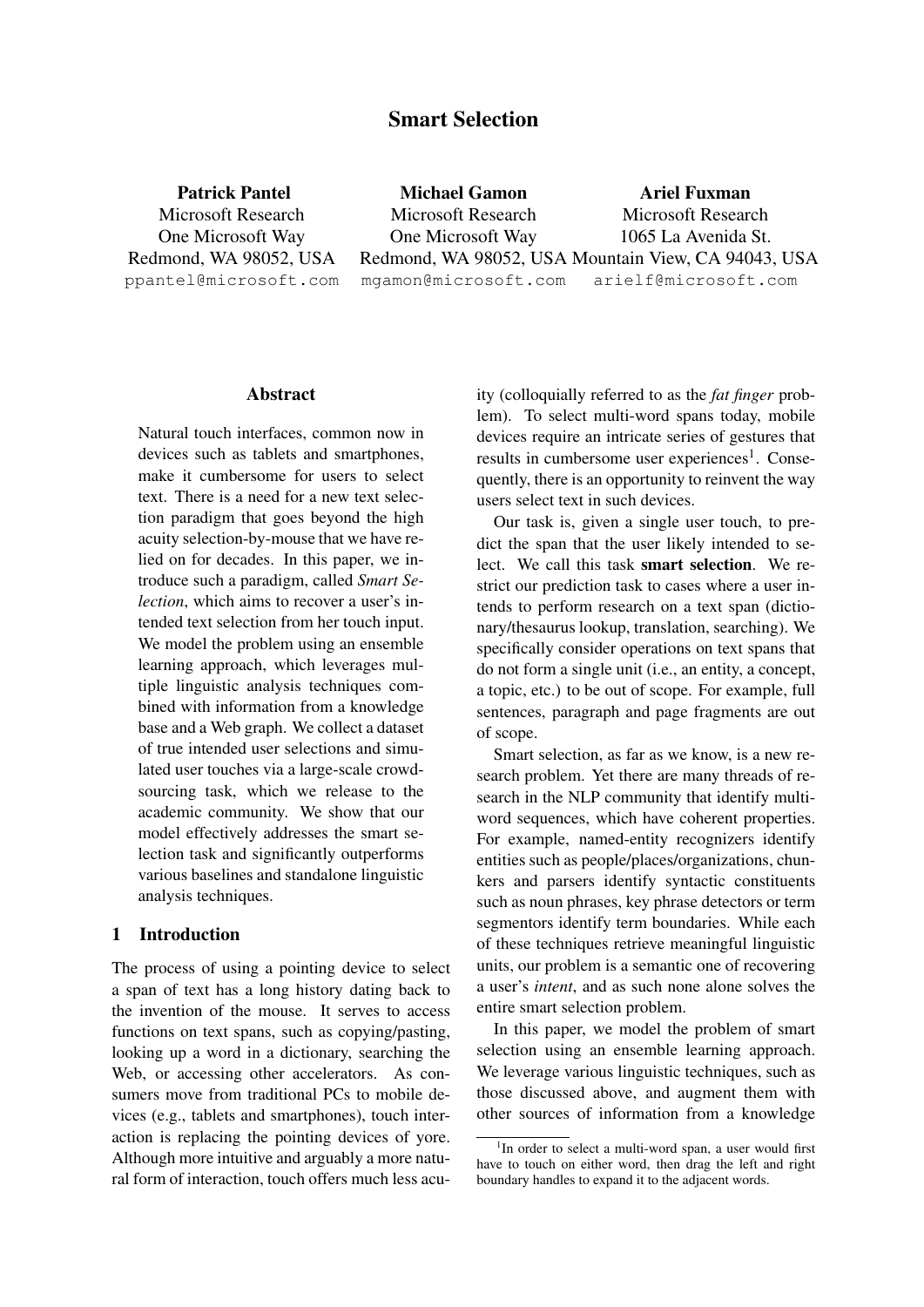# Smart Selection

**Patrick Pantel**
Microsoft Research
One Microsoft Way
Redmond, WA 98052, USA
ppantel@microsoft.com

**Michael Gamon**
Microsoft Research
One Microsoft Way
Redmond, WA 98052, USA
mgamon@microsoft.com

**Ariel Fuxman**
Microsoft Research
1065 La Avenida St.
Mountain View, CA 94043, USA
arielf@microsoft.com

## Abstract

Natural touch interfaces, common now in devices such as tablets and smartphones, make it cumbersome for users to select text. There is a need for a new text selection paradigm that goes beyond the high acuity selection-by-mouse that we have relied on for decades. In this paper, we introduce such a paradigm, called *Smart Selection*, which aims to recover a user's intended text selection from her touch input. We model the problem using an ensemble learning approach, which leverages multiple linguistic analysis techniques combined with information from a knowledge base and a Web graph. We collect a dataset of true intended user selections and simulated user touches via a large-scale crowdsourcing task, which we release to the academic community. We show that our model effectively addresses the smart selection task and significantly outperforms various baselines and standalone linguistic analysis techniques.

## 1 Introduction

The process of using a pointing device to select a span of text has a long history dating back to the invention of the mouse. It serves to access functions on text spans, such as copying/pasting, looking up a word in a dictionary, searching the Web, or accessing other accelerators. As consumers move from traditional PCs to mobile devices (e.g., tablets and smartphones), touch interaction is replacing the pointing devices of yore. Although more intuitive and arguably a more natural form of interaction, touch offers much less acuity (colloquially referred to as the *fat finger* problem). To select multi-word spans today, mobile devices require an intricate series of gestures that results in cumbersome user experiences[1]. Consequently, there is an opportunity to reinvent the way users select text in such devices.

Our task is, given a single user touch, to predict the span that the user likely intended to select. We call this task **smart selection**. We restrict our prediction task to cases where a user intends to perform research on a text span (dictionary/thesaurus lookup, translation, searching). We specifically consider operations on text spans that do not form a single unit (i.e., an entity, a concept, a topic, etc.) to be out of scope. For example, full sentences, paragraph and page fragments are out of scope.

Smart selection, as far as we know, is a new research problem. Yet there are many threads of research in the NLP community that identify multi-word sequences, which have coherent properties. For example, named-entity recognizers identify entities such as people/places/organizations, chunkers and parsers identify syntactic constituents such as noun phrases, key phrase detectors or term segmentors identify term boundaries. While each of these techniques retrieve meaningful linguistic units, our problem is a semantic one of recovering a user's *intent*, and as such none alone solves the entire smart selection problem.

In this paper, we model the problem of smart selection using an ensemble learning approach. We leverage various linguistic techniques, such as those discussed above, and augment them with other sources of information from a knowledge

[1] In order to select a multi-word span, a user would first have to touch on either word, then drag the left and right boundary handles to expand it to the adjacent words.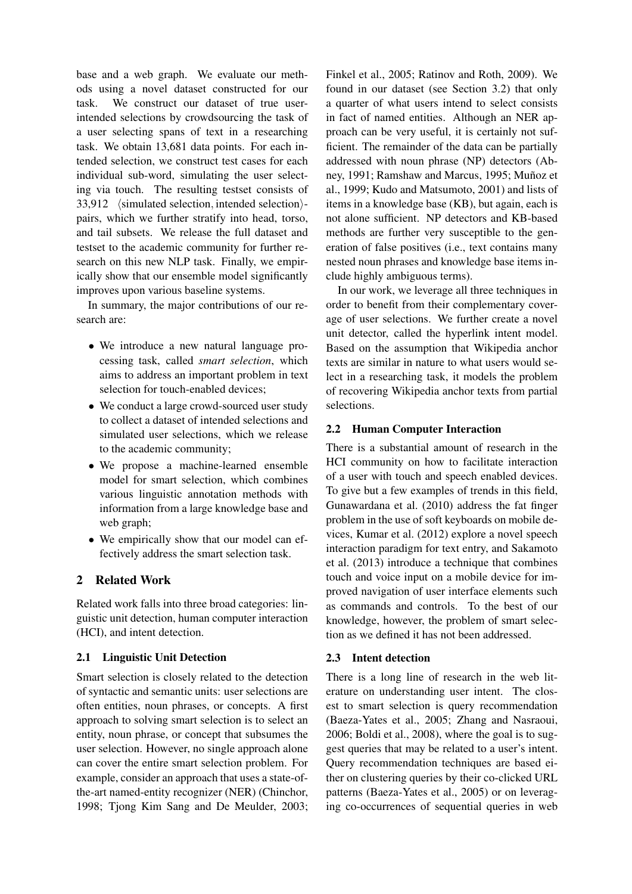base and a web graph. We evaluate our methods using a novel dataset constructed for our task. We construct our dataset of true user-intended selections by crowdsourcing the task of a user selecting spans of text in a researching task. We obtain 13,681 data points. For each intended selection, we construct test cases for each individual sub-word, simulating the user selecting via touch. The resulting testset consists of 33,912 ⟨simulated selection, intended selection⟩-pairs, which we further stratify into head, torso, and tail subsets. We release the full dataset and testset to the academic community for further research on this new NLP task. Finally, we empirically show that our ensemble model significantly improves upon various baseline systems.

In summary, the major contributions of our research are:

- We introduce a new natural language processing task, called *smart selection*, which aims to address an important problem in text selection for touch-enabled devices;
- We conduct a large crowd-sourced user study to collect a dataset of intended selections and simulated user selections, which we release to the academic community;
- We propose a machine-learned ensemble model for smart selection, which combines various linguistic annotation methods with information from a large knowledge base and web graph;
- We empirically show that our model can effectively address the smart selection task.

## 2 Related Work

Related work falls into three broad categories: linguistic unit detection, human computer interaction (HCI), and intent detection.

### 2.1 Linguistic Unit Detection

Smart selection is closely related to the detection of syntactic and semantic units: user selections are often entities, noun phrases, or concepts. A first approach to solving smart selection is to select an entity, noun phrase, or concept that subsumes the user selection. However, no single approach alone can cover the entire smart selection problem. For example, consider an approach that uses a state-of-the-art named-entity recognizer (NER) (Chinchor, 1998; Tjong Kim Sang and De Meulder, 2003; Finkel et al., 2005; Ratinov and Roth, 2009). We found in our dataset (see Section 3.2) that only a quarter of what users intend to select consists in fact of named entities. Although an NER approach can be very useful, it is certainly not sufficient. The remainder of the data can be partially addressed with noun phrase (NP) detectors (Abney, 1991; Ramshaw and Marcus, 1995; Muñoz et al., 1999; Kudo and Matsumoto, 2001) and lists of items in a knowledge base (KB), but again, each is not alone sufficient. NP detectors and KB-based methods are further very susceptible to the generation of false positives (i.e., text contains many nested noun phrases and knowledge base items include highly ambiguous terms).

In our work, we leverage all three techniques in order to benefit from their complementary coverage of user selections. We further create a novel unit detector, called the hyperlink intent model. Based on the assumption that Wikipedia anchor texts are similar in nature to what users would select in a researching task, it models the problem of recovering Wikipedia anchor texts from partial selections.

### 2.2 Human Computer Interaction

There is a substantial amount of research in the HCI community on how to facilitate interaction of a user with touch and speech enabled devices. To give but a few examples of trends in this field, Gunawardana et al. (2010) address the fat finger problem in the use of soft keyboards on mobile devices, Kumar et al. (2012) explore a novel speech interaction paradigm for text entry, and Sakamoto et al. (2013) introduce a technique that combines touch and voice input on a mobile device for improved navigation of user interface elements such as commands and controls. To the best of our knowledge, however, the problem of smart selection as we defined it has not been addressed.

### 2.3 Intent detection

There is a long line of research in the web literature on understanding user intent. The closest to smart selection is query recommendation (Baeza-Yates et al., 2005; Zhang and Nasraoui, 2006; Boldi et al., 2008), where the goal is to suggest queries that may be related to a user's intent. Query recommendation techniques are based either on clustering queries by their co-clicked URL patterns (Baeza-Yates et al., 2005) or on leveraging co-occurrences of sequential queries in web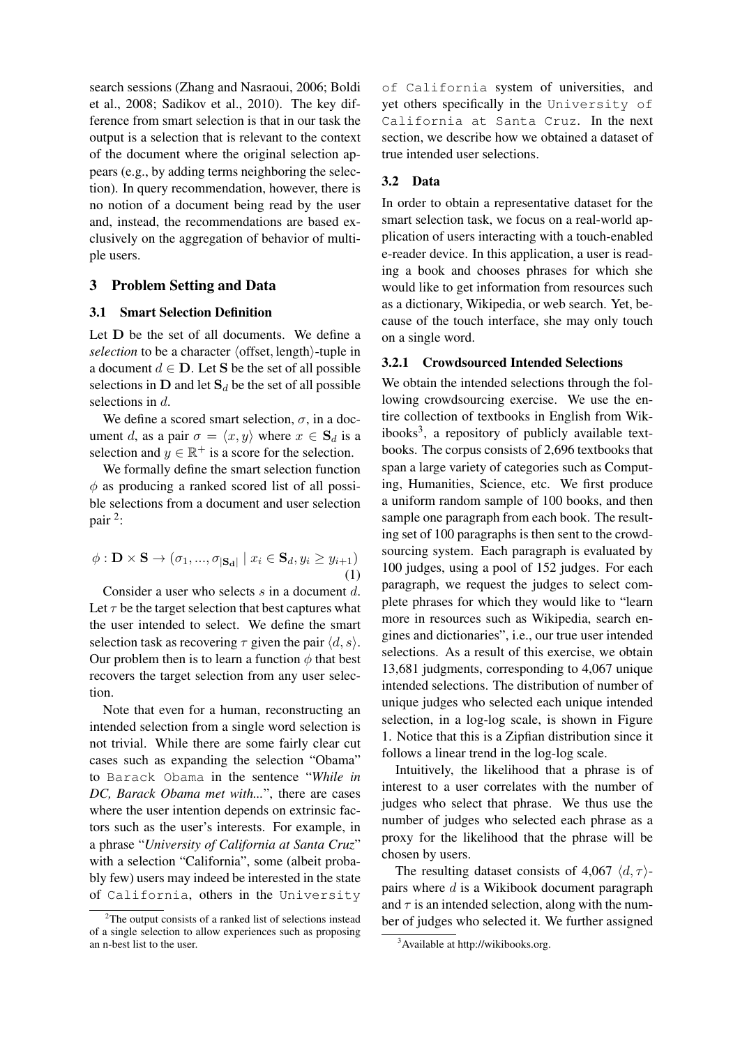search sessions (Zhang and Nasraoui, 2006; Boldi et al., 2008; Sadikov et al., 2010). The key difference from smart selection is that in our task the output is a selection that is relevant to the context of the document where the original selection appears (e.g., by adding terms neighboring the selection). In query recommendation, however, there is no notion of a document being read by the user and, instead, the recommendations are based exclusively on the aggregation of behavior of multiple users.

## 3 Problem Setting and Data

### 3.1 Smart Selection Definition

Let $\mathbf{D}$ be the set of all documents. We define a *selection* to be a character $\langle$offset, length$\rangle$-tuple in a document $d \in \mathbf{D}$. Let $\mathbf{S}$ be the set of all possible selections in $\mathbf{D}$ and let $\mathbf{S}_d$ be the set of all possible selections in $d$.

We define a scored smart selection, $\sigma$, in a document $d$, as a pair $\sigma = \langle x, y \rangle$ where $x \in \mathbf{S}_d$ is a selection and $y \in \mathbb{R}^+$ is a score for the selection.

We formally define the smart selection function $\phi$ as producing a ranked scored list of all possible selections from a document and user selection pair [2]:

$$\phi : \mathbf{D} \times \mathbf{S} \rightarrow (\sigma_1, ..., \sigma_{|\mathbf{S_d}|} \mid x_i \in \mathbf{S}_d, y_i \geq y_{i+1}) \quad (1)$$

Consider a user who selects $s$ in a document $d$. Let $\tau$ be the target selection that best captures what the user intended to select. We define the smart selection task as recovering $\tau$ given the pair $\langle d, s \rangle$. Our problem then is to learn a function $\phi$ that best recovers the target selection from any user selection.

Note that even for a human, reconstructing an intended selection from a single word selection is not trivial. While there are some fairly clear cut cases such as expanding the selection "Obama" to `Barack Obama` in the sentence "*While in DC, Barack Obama met with...*", there are cases where the user intention depends on extrinsic factors such as the user's interests. For example, in a phrase "*University of California at Santa Cruz*" with a selection "California", some (albeit probably few) users may indeed be interested in the state of `California`, others in the `University of California` system of universities, and yet others specifically in the `University of California at Santa Cruz`. In the next section, we describe how we obtained a dataset of true intended user selections.

[2]The output consists of a ranked list of selections instead of a single selection to allow experiences such as proposing an n-best list to the user.

### 3.2 Data

In order to obtain a representative dataset for the smart selection task, we focus on a real-world application of users interacting with a touch-enabled e-reader device. In this application, a user is reading a book and chooses phrases for which she would like to get information from resources such as a dictionary, Wikipedia, or web search. Yet, because of the touch interface, she may only touch on a single word.

#### 3.2.1 Crowdsourced Intended Selections

We obtain the intended selections through the following crowdsourcing exercise. We use the entire collection of textbooks in English from Wikibooks[3], a repository of publicly available textbooks. The corpus consists of 2,696 textbooks that span a large variety of categories such as Computing, Humanities, Science, etc. We first produce a uniform random sample of 100 books, and then sample one paragraph from each book. The resulting set of 100 paragraphs is then sent to the crowdsourcing system. Each paragraph is evaluated by 100 judges, using a pool of 152 judges. For each paragraph, we request the judges to select complete phrases for which they would like to "learn more in resources such as Wikipedia, search engines and dictionaries", i.e., our true user intended selections. As a result of this exercise, we obtain 13,681 judgments, corresponding to 4,067 unique intended selections. The distribution of number of unique judges who selected each unique intended selection, in a log-log scale, is shown in Figure 1. Notice that this is a Zipfian distribution since it follows a linear trend in the log-log scale.

Intuitively, the likelihood that a phrase is of interest to a user correlates with the number of judges who select that phrase. We thus use the number of judges who selected each phrase as a proxy for the likelihood that the phrase will be chosen by users.

The resulting dataset consists of 4,067 $\langle d, \tau \rangle$-pairs where $d$ is a Wikibook document paragraph and $\tau$ is an intended selection, along with the number of judges who selected it. We further assigned

[3]Available at http://wikibooks.org.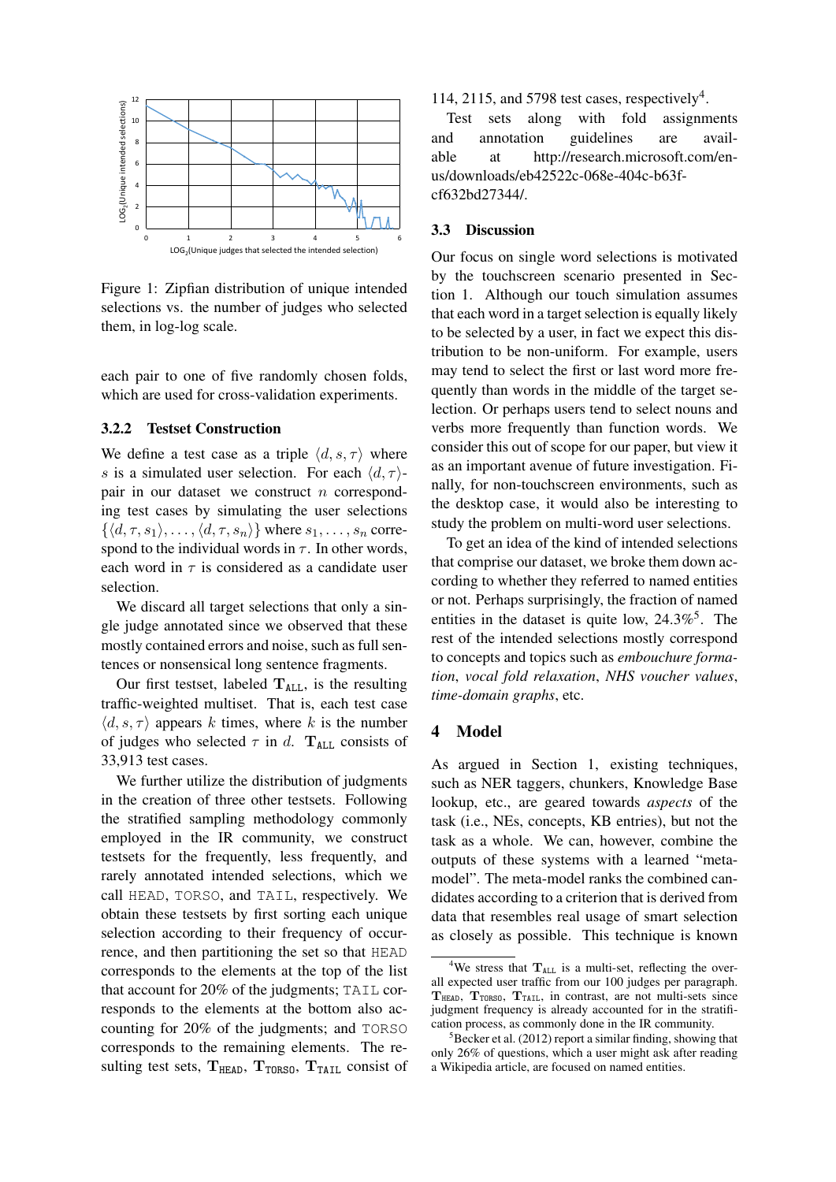Figure 1: Zipfian distribution of unique intended selections vs. the number of judges who selected them, in log-log scale.

each pair to one of five randomly chosen folds, which are used for cross-validation experiments.

#### 3.2.2 Testset Construction

We define a test case as a triple $\langle d, s, \tau \rangle$ where $s$ is a simulated user selection. For each $\langle d, \tau \rangle$-pair in our dataset we construct $n$ corresponding test cases by simulating the user selections $\{\langle d, \tau, s_1 \rangle, \ldots, \langle d, \tau, s_n \rangle\}$ where $s_1, \ldots, s_n$ correspond to the individual words in $\tau$. In other words, each word in $\tau$ is considered as a candidate user selection.

We discard all target selections that only a single judge annotated since we observed that these mostly contained errors and noise, such as full sentences or nonsensical long sentence fragments.

Our first testset, labeled $\mathbf{T}_{\texttt{ALL}}$, is the resulting traffic-weighted multiset. That is, each test case $\langle d, s, \tau \rangle$ appears $k$ times, where $k$ is the number of judges who selected $\tau$ in $d$. $\mathbf{T}_{\texttt{ALL}}$ consists of 33,913 test cases.

We further utilize the distribution of judgments in the creation of three other testsets. Following the stratified sampling methodology commonly employed in the IR community, we construct testsets for the frequently, less frequently, and rarely annotated intended selections, which we call HEAD, TORSO, and TAIL, respectively. We obtain these testsets by first sorting each unique selection according to their frequency of occurrence, and then partitioning the set so that HEAD corresponds to the elements at the top of the list that account for 20% of the judgments; TAIL corresponds to the elements at the bottom also accounting for 20% of the judgments; and TORSO corresponds to the remaining elements. The resulting test sets, $\mathbf{T}_{\texttt{HEAD}}$, $\mathbf{T}_{\texttt{TORSO}}$, $\mathbf{T}_{\texttt{TAIL}}$ consist of 114, 2115, and 5798 test cases, respectively[4].

Test sets along with fold assignments and annotation guidelines are available at http://research.microsoft.com/en-us/downloads/eb42522c-068e-404c-b63f-cf632bd27344/.

### 3.3 Discussion

Our focus on single word selections is motivated by the touchscreen scenario presented in Section 1. Although our touch simulation assumes that each word in a target selection is equally likely to be selected by a user, in fact we expect this distribution to be non-uniform. For example, users may tend to select the first or last word more frequently than words in the middle of the target selection. Or perhaps users tend to select nouns and verbs more frequently than function words. We consider this out of scope for our paper, but view it as an important avenue of future investigation. Finally, for non-touchscreen environments, such as the desktop case, it would also be interesting to study the problem on multi-word user selections.

To get an idea of the kind of intended selections that comprise our dataset, we broke them down according to whether they referred to named entities or not. Perhaps surprisingly, the fraction of named entities in the dataset is quite low, 24.3%[5]. The rest of the intended selections mostly correspond to concepts and topics such as *embouchure formation*, *vocal fold relaxation*, *NHS voucher values*, *time-domain graphs*, etc.

## 4 Model

As argued in Section 1, existing techniques, such as NER taggers, chunkers, Knowledge Base lookup, etc., are geared towards *aspects* of the task (i.e., NEs, concepts, KB entries), but not the task as a whole. We can, however, combine the outputs of these systems with a learned "meta-model". The meta-model ranks the combined candidates according to a criterion that is derived from data that resembles real usage of smart selection as closely as possible. This technique is known

[4] We stress that $\mathbf{T}_{\texttt{ALL}}$ is a multi-set, reflecting the overall expected user traffic from our 100 judges per paragraph. $\mathbf{T}_{\texttt{HEAD}}$, $\mathbf{T}_{\texttt{TORSO}}$, $\mathbf{T}_{\texttt{TAIL}}$, in contrast, are not multi-sets since judgment frequency is already accounted for in the stratification process, as commonly done in the IR community.

[5] Becker et al. (2012) report a similar finding, showing that only 26% of questions, which a user might ask after reading a Wikipedia article, are focused on named entities.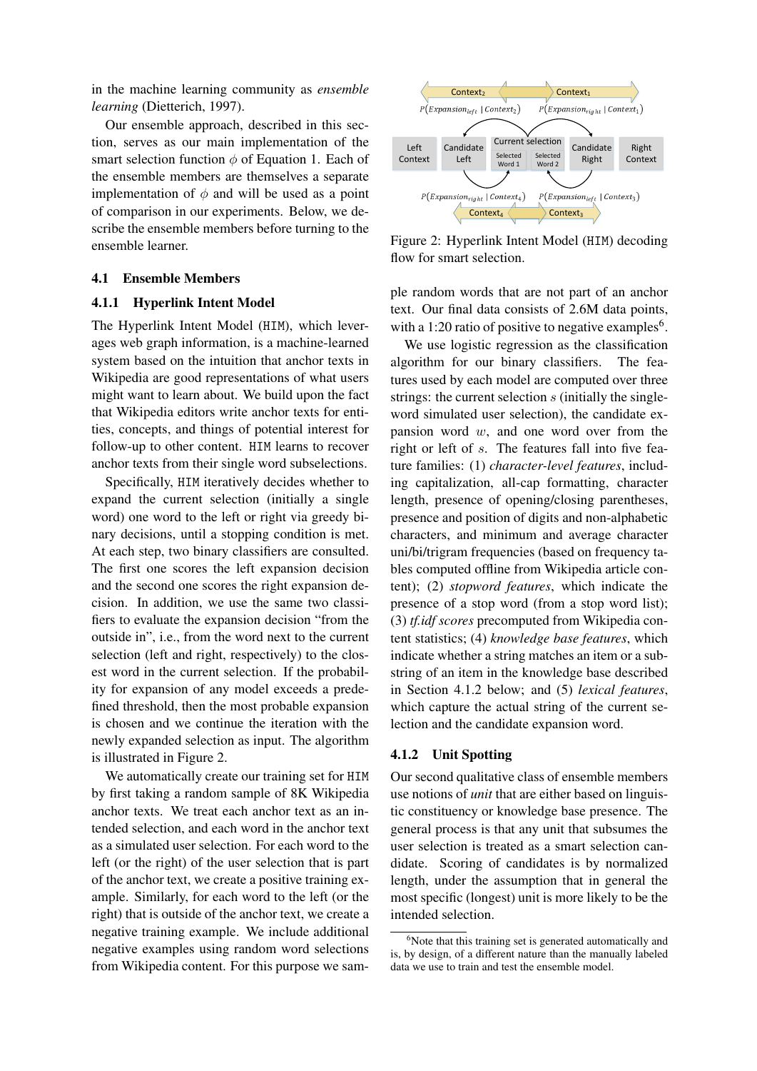in the machine learning community as *ensemble learning* (Dietterich, 1997).

Our ensemble approach, described in this section, serves as our main implementation of the smart selection function $\phi$ of Equation 1. Each of the ensemble members are themselves a separate implementation of $\phi$ and will be used as a point of comparison in our experiments. Below, we describe the ensemble members before turning to the ensemble learner.

### 4.1 Ensemble Members

#### 4.1.1 Hyperlink Intent Model

The Hyperlink Intent Model (HIM), which leverages web graph information, is a machine-learned system based on the intuition that anchor texts in Wikipedia are good representations of what users might want to learn about. We build upon the fact that Wikipedia editors write anchor texts for entities, concepts, and things of potential interest for follow-up to other content. HIM learns to recover anchor texts from their single word subselections.

Specifically, HIM iteratively decides whether to expand the current selection (initially a single word) one word to the left or right via greedy binary decisions, until a stopping condition is met. At each step, two binary classifiers are consulted. The first one scores the left expansion decision and the second one scores the right expansion decision. In addition, we use the same two classifiers to evaluate the expansion decision "from the outside in", i.e., from the word next to the current selection (left and right, respectively) to the closest word in the current selection. If the probability for expansion of any model exceeds a predefined threshold, then the most probable expansion is chosen and we continue the iteration with the newly expanded selection as input. The algorithm is illustrated in Figure 2.

Figure 2: Hyperlink Intent Model (HIM) decoding flow for smart selection.

We automatically create our training set for HIM by first taking a random sample of 8K Wikipedia anchor texts. We treat each anchor text as an intended selection, and each word in the anchor text as a simulated user selection. For each word to the left (or the right) of the user selection that is part of the anchor text, we create a positive training example. Similarly, for each word to the left (or the right) that is outside of the anchor text, we create a negative training example. We include additional negative examples using random word selections from Wikipedia content. For this purpose we sample random words that are not part of an anchor text. Our final data consists of 2.6M data points, with a 1:20 ratio of positive to negative examples[6].

We use logistic regression as the classification algorithm for our binary classifiers. The features used by each model are computed over three strings: the current selection $s$ (initially the single-word simulated user selection), the candidate expansion word $w$, and one word over from the right or left of $s$. The features fall into five feature families: (1) *character-level features*, including capitalization, all-cap formatting, character length, presence of opening/closing parentheses, presence and position of digits and non-alphabetic characters, and minimum and average character uni/bi/trigram frequencies (based on frequency tables computed offline from Wikipedia article content); (2) *stopword features*, which indicate the presence of a stop word (from a stop word list); (3) *tf.idf scores* precomputed from Wikipedia content statistics; (4) *knowledge base features*, which indicate whether a string matches an item or a substring of an item in the knowledge base described in Section 4.1.2 below; and (5) *lexical features*, which capture the actual string of the current selection and the candidate expansion word.

#### 4.1.2 Unit Spotting

Our second qualitative class of ensemble members use notions of *unit* that are either based on linguistic constituency or knowledge base presence. The general process is that any unit that subsumes the user selection is treated as a smart selection candidate. Scoring of candidates is by normalized length, under the assumption that in general the most specific (longest) unit is more likely to be the intended selection.

[6] Note that this training set is generated automatically and is, by design, of a different nature than the manually labeled data we use to train and test the ensemble model.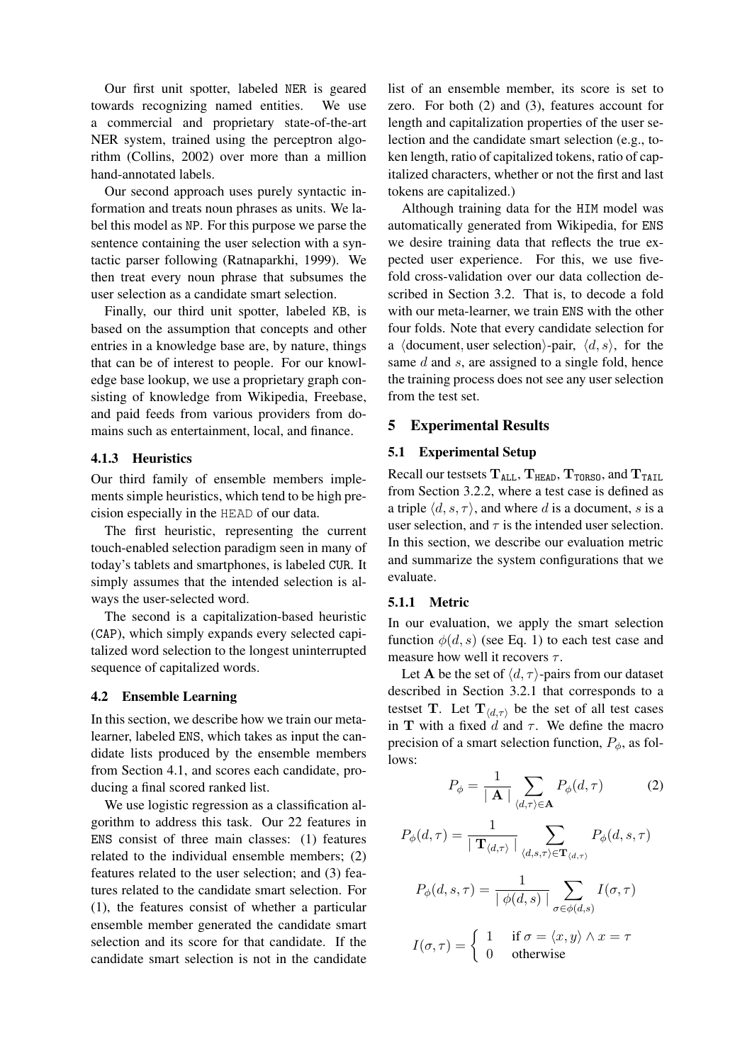Our first unit spotter, labeled NER is geared towards recognizing named entities. We use a commercial and proprietary state-of-the-art NER system, trained using the perceptron algorithm (Collins, 2002) over more than a million hand-annotated labels.

Our second approach uses purely syntactic information and treats noun phrases as units. We label this model as NP. For this purpose we parse the sentence containing the user selection with a syntactic parser following (Ratnaparkhi, 1999). We then treat every noun phrase that subsumes the user selection as a candidate smart selection.

Finally, our third unit spotter, labeled KB, is based on the assumption that concepts and other entries in a knowledge base are, by nature, things that can be of interest to people. For our knowledge base lookup, we use a proprietary graph consisting of knowledge from Wikipedia, Freebase, and paid feeds from various providers from domains such as entertainment, local, and finance.

#### 4.1.3 Heuristics

Our third family of ensemble members implements simple heuristics, which tend to be high precision especially in the HEAD of our data.

The first heuristic, representing the current touch-enabled selection paradigm seen in many of today's tablets and smartphones, is labeled CUR. It simply assumes that the intended selection is always the user-selected word.

The second is a capitalization-based heuristic (CAP), which simply expands every selected capitalized word selection to the longest uninterrupted sequence of capitalized words.

### 4.2 Ensemble Learning

In this section, we describe how we train our meta-learner, labeled ENS, which takes as input the candidate lists produced by the ensemble members from Section 4.1, and scores each candidate, producing a final scored ranked list.

We use logistic regression as a classification algorithm to address this task. Our 22 features in ENS consist of three main classes: (1) features related to the individual ensemble members; (2) features related to the user selection; and (3) features related to the candidate smart selection. For (1), the features consist of whether a particular ensemble member generated the candidate smart selection and its score for that candidate. If the candidate smart selection is not in the candidate list of an ensemble member, its score is set to zero. For both (2) and (3), features account for length and capitalization properties of the user selection and the candidate smart selection (e.g., token length, ratio of capitalized tokens, ratio of capitalized characters, whether or not the first and last tokens are capitalized.)

Although training data for the HIM model was automatically generated from Wikipedia, for ENS we desire training data that reflects the true expected user experience. For this, we use five-fold cross-validation over our data collection described in Section 3.2. That is, to decode a fold with our meta-learner, we train ENS with the other four folds. Note that every candidate selection for a $\langle$document, user selection$\rangle$-pair, $\langle d, s \rangle$, for the same $d$ and $s$, are assigned to a single fold, hence the training process does not see any user selection from the test set.

## 5 Experimental Results

### 5.1 Experimental Setup

Recall our testsets $\mathbf{T}_{\texttt{ALL}}$, $\mathbf{T}_{\texttt{HEAD}}$, $\mathbf{T}_{\texttt{TORSO}}$, and $\mathbf{T}_{\texttt{TAIL}}$ from Section 3.2.2, where a test case is defined as a triple $\langle d, s, \tau \rangle$, and where $d$ is a document, $s$ is a user selection, and $\tau$ is the intended user selection. In this section, we describe our evaluation metric and summarize the system configurations that we evaluate.

#### 5.1.1 Metric

In our evaluation, we apply the smart selection function $\phi(d, s)$ (see Eq. 1) to each test case and measure how well it recovers $\tau$.

Let $\mathbf{A}$ be the set of $\langle d, \tau \rangle$-pairs from our dataset described in Section 3.2.1 that corresponds to a testset $\mathbf{T}$. Let $\mathbf{T}_{\langle d, \tau \rangle}$ be the set of all test cases in $\mathbf{T}$ with a fixed $d$ and $\tau$. We define the macro precision of a smart selection function, $P_\phi$, as follows:

$$P_\phi = \frac{1}{\mid \mathbf{A} \mid} \sum_{\langle d, \tau \rangle \in \mathbf{A}} P_\phi(d, \tau) \quad (2)$$

$$P_\phi(d, \tau) = \frac{1}{\mid \mathbf{T}_{\langle d, \tau \rangle} \mid} \sum_{\langle d, s, \tau \rangle \in \mathbf{T}_{\langle d, \tau \rangle}} P_\phi(d, s, \tau)$$

$$P_\phi(d, s, \tau) = \frac{1}{\mid \phi(d, s) \mid} \sum_{\sigma \in \phi(d, s)} I(\sigma, \tau)$$

$$I(\sigma, \tau) = \begin{cases} 1 & \text{if } \sigma = \langle x, y \rangle \wedge x = \tau \\ 0 & \text{otherwise} \end{cases}$$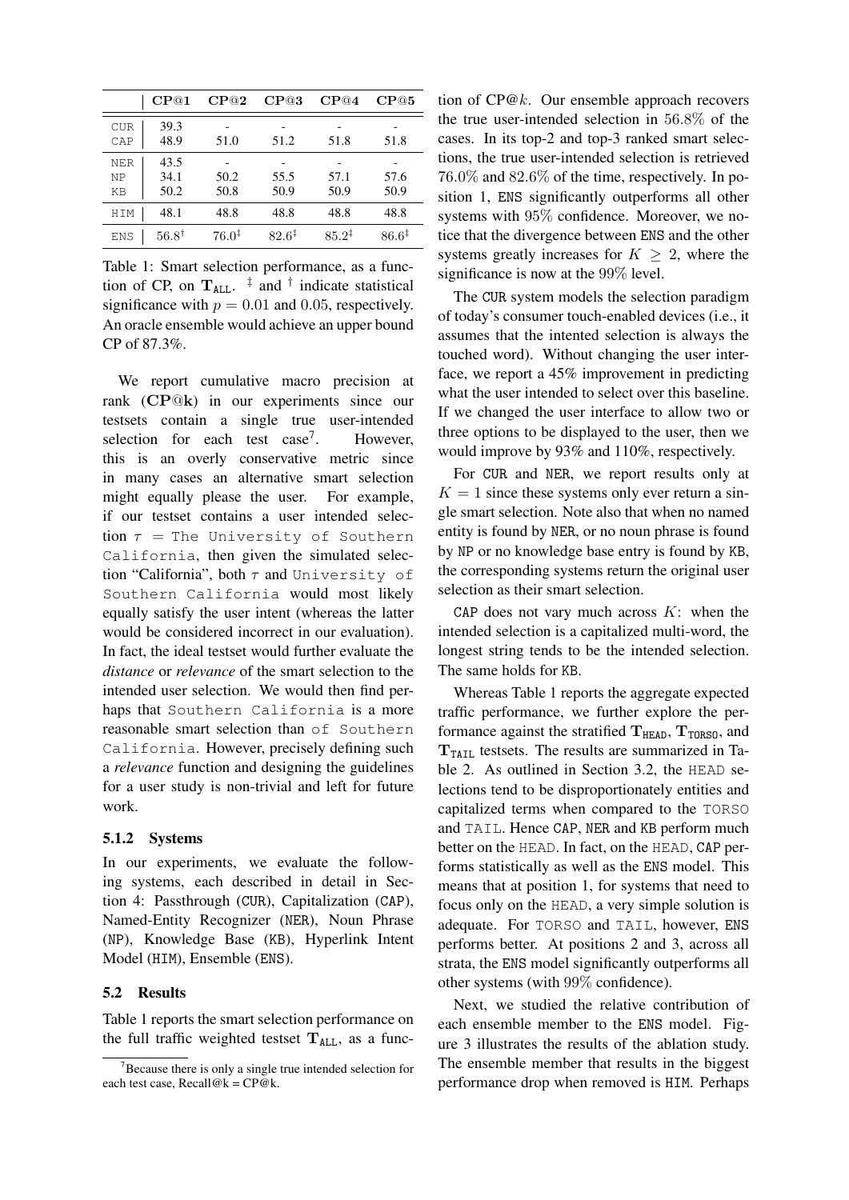|  | CP@1 | CP@2 | CP@3 | CP@4 | CP@5 |
|---|---|---|---|---|---|
| CUR | 39.3 | - | - | - | - |
| CAP | 48.9 | 51.0 | 51.2 | 51.8 | 51.8 |
| NER | 43.5 | - | - | - | - |
| NP | 34.1 | 50.2 | 55.5 | 57.1 | 57.6 |
| KB | 50.2 | 50.8 | 50.9 | 50.9 | 50.9 |
| HIM | 48.1 | 48.8 | 48.8 | 48.8 | 48.8 |
| ENS | $56.8^{\dagger}$ | $76.0^{\ddagger}$ | $82.6^{\ddagger}$ | $85.2^{\ddagger}$ | $86.6^{\ddagger}$ |

Table 1: Smart selection performance, as a function of CP, on $\mathbf{T}_{\texttt{ALL}}$. $^{\ddagger}$ and $^{\dagger}$ indicate statistical significance with $p = 0.01$ and $0.05$, respectively. An oracle ensemble would achieve an upper bound CP of 87.3%.

We report cumulative macro precision at rank (**CP@k**) in our experiments since our testsets contain a single true user-intended selection for each test case[7]. However, this is an overly conservative metric since in many cases an alternative smart selection might equally please the user. For example, if our testset contains a user intended selection $\tau$ = The University of Southern California, then given the simulated selection "California", both $\tau$ and University of Southern California would most likely equally satisfy the user intent (whereas the latter would be considered incorrect in our evaluation). In fact, the ideal testset would further evaluate the *distance* or *relevance* of the smart selection to the intended user selection. We would then find perhaps that Southern California is a more reasonable smart selection than of Southern California. However, precisely defining such a *relevance* function and designing the guidelines for a user study is non-trivial and left for future work.

#### 5.1.2 Systems

In our experiments, we evaluate the following systems, each described in detail in Section 4: Passthrough (CUR), Capitalization (CAP), Named-Entity Recognizer (NER), Noun Phrase (NP), Knowledge Base (KB), Hyperlink Intent Model (HIM), Ensemble (ENS).

### 5.2 Results

Table 1 reports the smart selection performance on the full traffic weighted testset $\mathbf{T}_{\texttt{ALL}}$, as a function of CP@$k$. Our ensemble approach recovers the true user-intended selection in $56.8\%$ of the cases. In its top-2 and top-3 ranked smart selections, the true user-intended selection is retrieved $76.0\%$ and $82.6\%$ of the time, respectively. In position 1, ENS significantly outperforms all other systems with $95\%$ confidence. Moreover, we notice that the divergence between ENS and the other systems greatly increases for $K \geq 2$, where the significance is now at the $99\%$ level.

The CUR system models the selection paradigm of today's consumer touch-enabled devices (i.e., it assumes that the intented selection is always the touched word). Without changing the user interface, we report a 45% improvement in predicting what the user intended to select over this baseline. If we changed the user interface to allow two or three options to be displayed to the user, then we would improve by 93% and 110%, respectively.

For CUR and NER, we report results only at $K = 1$ since these systems only ever return a single smart selection. Note also that when no named entity is found by NER, or no noun phrase is found by NP or no knowledge base entry is found by KB, the corresponding systems return the original user selection as their smart selection.

CAP does not vary much across $K$: when the intended selection is a capitalized multi-word, the longest string tends to be the intended selection. The same holds for KB.

Whereas Table 1 reports the aggregate expected traffic performance, we further explore the performance against the stratified $\mathbf{T}_{\texttt{HEAD}}$, $\mathbf{T}_{\texttt{TORSO}}$, and $\mathbf{T}_{\texttt{TAIL}}$ testsets. The results are summarized in Table 2. As outlined in Section 3.2, the HEAD selections tend to be disproportionately entities and capitalized terms when compared to the TORSO and TAIL. Hence CAP, NER and KB perform much better on the HEAD. In fact, on the HEAD, CAP performs statistically as well as the ENS model. This means that at position 1, for systems that need to focus only on the HEAD, a very simple solution is adequate. For TORSO and TAIL, however, ENS performs better. At positions 2 and 3, across all strata, the ENS model significantly outperforms all other systems (with 99% confidence).

Next, we studied the relative contribution of each ensemble member to the ENS model. Figure 3 illustrates the results of the ablation study. The ensemble member that results in the biggest performance drop when removed is HIM. Perhaps

[7] Because there is only a single true intended selection for each test case, Recall@k = CP@k.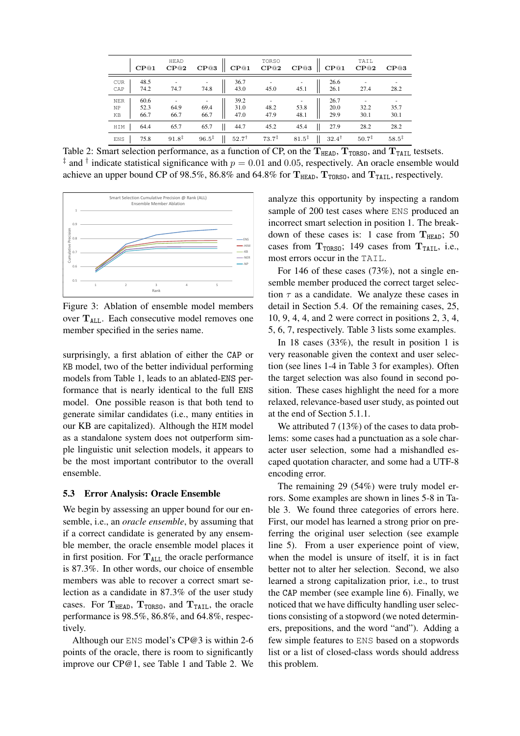| | HEAD | | | TORSO | | | TAIL | | |
|---|---|---|---|---|---|---|---|---|---|
| | CP@1 | CP@2 | CP@3 | CP@1 | CP@2 | CP@3 | CP@1 | CP@2 | CP@3 |
| CUR | 48.5 | - | - | 36.7 | - | - | 26.6 | - | - |
| CAP | 74.2 | 74.7 | 74.8 | 43.0 | 45.0 | 45.1 | 26.1 | 27.4 | 28.2 |
| NER | 60.6 | - | - | 39.2 | - | - | 26.7 | - | - |
| NP | 52.3 | 64.9 | 69.4 | 31.0 | 48.2 | 53.8 | 20.0 | 32.2 | 35.7 |
| KB | 66.7 | 66.7 | 66.7 | 47.0 | 47.9 | 48.1 | 29.9 | 30.1 | 30.1 |
| HIM | 64.4 | 65.7 | 65.7 | 44.7 | 45.2 | 45.4 | 27.9 | 28.2 | 28.2 |
| ENS | 75.8 | $91.8^‡$ | $96.5^‡$ | $52.7^†$ | $73.7^‡$ | $81.5^‡$ | $32.4^†$ | $50.7^‡$ | $58.5^‡$ |

Table 2: Smart selection performance, as a function of CP, on the $\mathbf{T}_{\texttt{HEAD}}$, $\mathbf{T}_{\texttt{TORSO}}$, and $\mathbf{T}_{\texttt{TAIL}}$ testsets. ‡ and † indicate statistical significance with $p = 0.01$ and $0.05$, respectively. An oracle ensemble would achieve an upper bound CP of 98.5%, 86.8% and 64.8% for $\mathbf{T}_{\texttt{HEAD}}$, $\mathbf{T}_{\texttt{TORSO}}$, and $\mathbf{T}_{\texttt{TAIL}}$, respectively.

Figure 3: Ablation of ensemble model members over $\mathbf{T}_{\texttt{ALL}}$. Each consecutive model removes one member specified in the series name.

surprisingly, a first ablation of either the CAP or KB model, two of the better individual performing models from Table 1, leads to an ablated-ENS performance that is nearly identical to the full ENS model. One possible reason is that both tend to generate similar candidates (i.e., many entities in our KB are capitalized). Although the HIM model as a standalone system does not outperform simple linguistic unit selection models, it appears to be the most important contributor to the overall ensemble.

### 5.3 Error Analysis: Oracle Ensemble

We begin by assessing an upper bound for our ensemble, i.e., an *oracle ensemble*, by assuming that if a correct candidate is generated by any ensemble member, the oracle ensemble model places it in first position. For $\mathbf{T}_{\texttt{ALL}}$ the oracle performance is 87.3%. In other words, our choice of ensemble members was able to recover a correct smart selection as a candidate in 87.3% of the user study cases. For $\mathbf{T}_{\texttt{HEAD}}$, $\mathbf{T}_{\texttt{TORSO}}$, and $\mathbf{T}_{\texttt{TAIL}}$, the oracle performance is 98.5%, 86.8%, and 64.8%, respectively.

Although our ENS model's CP@3 is within 2-6 points of the oracle, there is room to significantly improve our CP@1, see Table 1 and Table 2. We analyze this opportunity by inspecting a random sample of 200 test cases where ENS produced an incorrect smart selection in position 1. The breakdown of these cases is: 1 case from $\mathbf{T}_{\texttt{HEAD}}$; 50 cases from $\mathbf{T}_{\texttt{TORSO}}$; 149 cases from $\mathbf{T}_{\texttt{TAIL}}$, i.e., most errors occur in the TAIL.

For 146 of these cases (73%), not a single ensemble member produced the correct target selection $\tau$ as a candidate. We analyze these cases in detail in Section 5.4. Of the remaining cases, 25, 10, 9, 4, 4, and 2 were correct in positions 2, 3, 4, 5, 6, 7, respectively. Table 3 lists some examples.

In 18 cases (33%), the result in position 1 is very reasonable given the context and user selection (see lines 1-4 in Table 3 for examples). Often the target selection was also found in second position. These cases highlight the need for a more relaxed, relevance-based user study, as pointed out at the end of Section 5.1.1.

We attributed 7 (13%) of the cases to data problems: some cases had a punctuation as a sole character user selection, some had a mishandled escaped quotation character, and some had a UTF-8 encoding error.

The remaining 29 (54%) were truly model errors. Some examples are shown in lines 5-8 in Table 3. We found three categories of errors here. First, our model has learned a strong prior on preferring the original user selection (see example line 5). From a user experience point of view, when the model is unsure of itself, it is in fact better not to alter her selection. Second, we also learned a strong capitalization prior, i.e., to trust the CAP member (see example line 6). Finally, we noticed that we have difficulty handling user selections consisting of a stopword (we noted determiners, prepositions, and the word "and"). Adding a few simple features to ENS based on a stopwords list or a list of closed-class words should address this problem.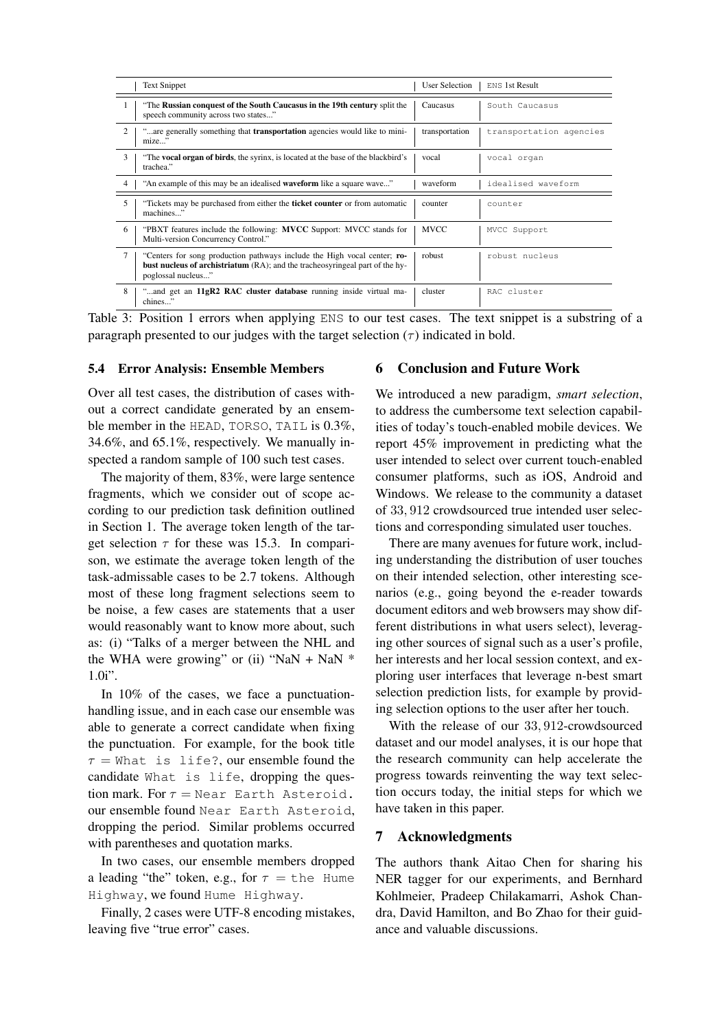| | Text Snippet | User Selection | ENS 1st Result |
|---|---|---|---|
| 1 | "The **Russian conquest of the South Caucasus in the 19th century** split the speech community across two states..." | Caucasus | `South Caucasus` |
| 2 | "...are generally something that **transportation** agencies would like to minimize..." | transportation | `transportation agencies` |
| 3 | "The **vocal organ of birds**, the syrinx, is located at the base of the blackbird's trachea." | vocal | `vocal organ` |
| 4 | "An example of this may be an idealised **waveform** like a square wave..." | waveform | `idealised waveform` |
| 5 | "Tickets may be purchased from either the **ticket counter** or from automatic machines..." | counter | `counter` |
| 6 | "PBXT features include the following: **MVCC** Support: MVCC stands for Multi-version Concurrency Control." | MVCC | `MVCC Support` |
| 7 | "Centers for song production pathways include the High vocal center; **robust nucleus of archistriatum** (RA); and the tracheosyringeal part of the hypoglossal nucleus..." | robust | `robust nucleus` |
| 8 | "...and get an **11gR2 RAC cluster database** running inside virtual machines..." | cluster | `RAC cluster` |

Table 3: Position 1 errors when applying ENS to our test cases. The text snippet is a substring of a paragraph presented to our judges with the target selection ($\tau$) indicated in bold.

### 5.4 Error Analysis: Ensemble Members

Over all test cases, the distribution of cases without a correct candidate generated by an ensemble member in the HEAD, TORSO, TAIL is 0.3%, 34.6%, and 65.1%, respectively. We manually inspected a random sample of 100 such test cases.

The majority of them, 83%, were large sentence fragments, which we consider out of scope according to our prediction task definition outlined in Section 1. The average token length of the target selection $\tau$ for these was 15.3. In comparison, we estimate the average token length of the task-admissable cases to be 2.7 tokens. Although most of these long fragment selections seem to be noise, a few cases are statements that a user would reasonably want to know more about, such as: (i) "Talks of a merger between the NHL and the WHA were growing" or (ii) "NaN + NaN * 1.0i".

In 10% of the cases, we face a punctuation-handling issue, and in each case our ensemble was able to generate a correct candidate when fixing the punctuation. For example, for the book title $\tau$ = `What is life?`, our ensemble found the candidate `What is life`, dropping the question mark. For $\tau$ = `Near Earth Asteroid.` our ensemble found `Near Earth Asteroid`, dropping the period. Similar problems occurred with parentheses and quotation marks.

In two cases, our ensemble members dropped a leading "the" token, e.g., for $\tau$ = `the Hume Highway`, we found `Hume Highway`.

Finally, 2 cases were UTF-8 encoding mistakes, leaving five "true error" cases.

## 6 Conclusion and Future Work

We introduced a new paradigm, *smart selection*, to address the cumbersome text selection capabilities of today's touch-enabled mobile devices. We report 45% improvement in predicting what the user intended to select over current touch-enabled consumer platforms, such as iOS, Android and Windows. We release to the community a dataset of 33,912 crowdsourced true intended user selections and corresponding simulated user touches.

There are many avenues for future work, including understanding the distribution of user touches on their intended selection, other interesting scenarios (e.g., going beyond the e-reader towards document editors and web browsers may show different distributions in what users select), leveraging other sources of signal such as a user's profile, her interests and her local session context, and exploring user interfaces that leverage n-best smart selection prediction lists, for example by providing selection options to the user after her touch.

With the release of our 33,912-crowdsourced dataset and our model analyses, it is our hope that the research community can help accelerate the progress towards reinventing the way text selection occurs today, the initial steps for which we have taken in this paper.

## 7 Acknowledgments

The authors thank Aitao Chen for sharing his NER tagger for our experiments, and Bernhard Kohlmeier, Pradeep Chilakamarri, Ashok Chandra, David Hamilton, and Bo Zhao for their guidance and valuable discussions.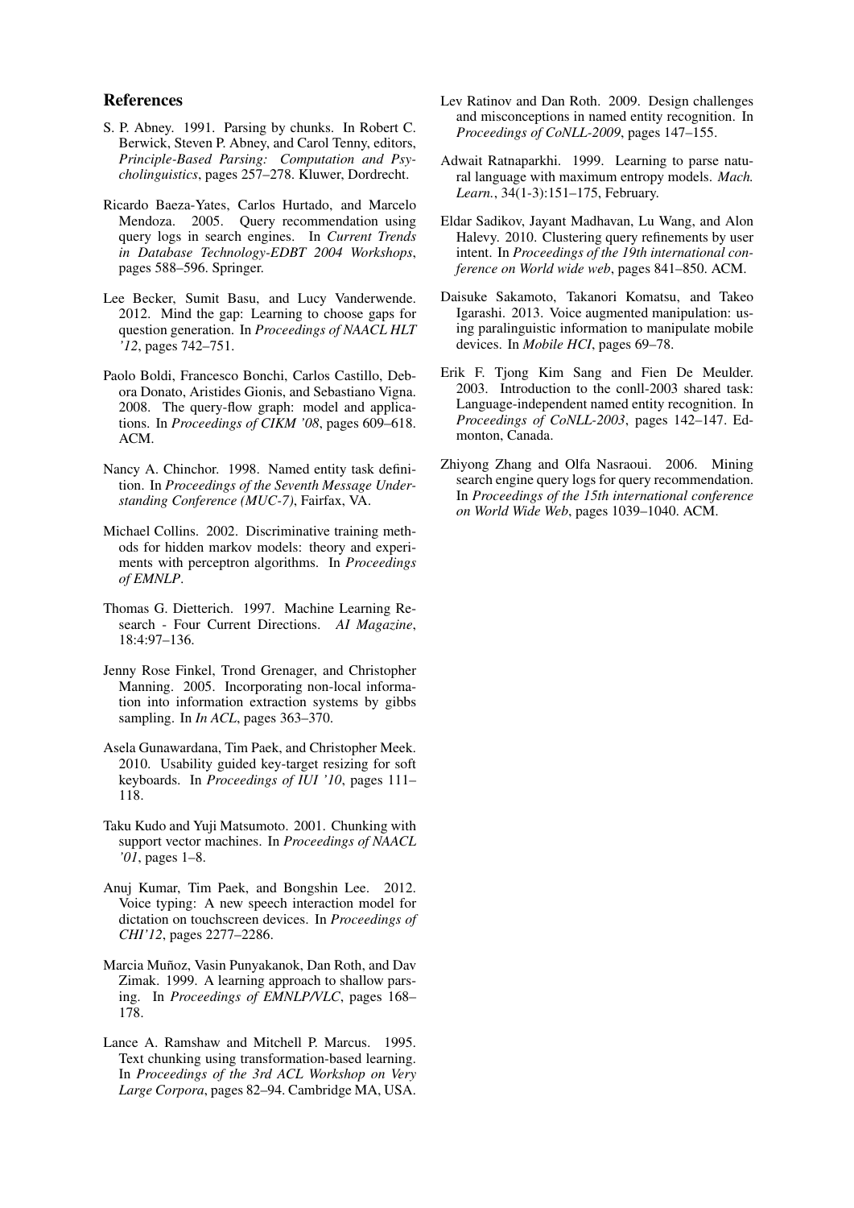## References

S. P. Abney. 1991. Parsing by chunks. In Robert C. Berwick, Steven P. Abney, and Carol Tenny, editors, *Principle-Based Parsing: Computation and Psycholinguistics*, pages 257–278. Kluwer, Dordrecht.

Ricardo Baeza-Yates, Carlos Hurtado, and Marcelo Mendoza. 2005. Query recommendation using query logs in search engines. In *Current Trends in Database Technology-EDBT 2004 Workshops*, pages 588–596. Springer.

Lee Becker, Sumit Basu, and Lucy Vanderwende. 2012. Mind the gap: Learning to choose gaps for question generation. In *Proceedings of NAACL HLT '12*, pages 742–751.

Paolo Boldi, Francesco Bonchi, Carlos Castillo, Debora Donato, Aristides Gionis, and Sebastiano Vigna. 2008. The query-flow graph: model and applications. In *Proceedings of CIKM '08*, pages 609–618. ACM.

Nancy A. Chinchor. 1998. Named entity task definition. In *Proceedings of the Seventh Message Understanding Conference (MUC-7)*, Fairfax, VA.

Michael Collins. 2002. Discriminative training methods for hidden markov models: theory and experiments with perceptron algorithms. In *Proceedings of EMNLP*.

Thomas G. Dietterich. 1997. Machine Learning Research - Four Current Directions. *AI Magazine*, 18:4:97–136.

Jenny Rose Finkel, Trond Grenager, and Christopher Manning. 2005. Incorporating non-local information into information extraction systems by gibbs sampling. In *In ACL*, pages 363–370.

Asela Gunawardana, Tim Paek, and Christopher Meek. 2010. Usability guided key-target resizing for soft keyboards. In *Proceedings of IUI '10*, pages 111–118.

Taku Kudo and Yuji Matsumoto. 2001. Chunking with support vector machines. In *Proceedings of NAACL '01*, pages 1–8.

Anuj Kumar, Tim Paek, and Bongshin Lee. 2012. Voice typing: A new speech interaction model for dictation on touchscreen devices. In *Proceedings of CHI'12*, pages 2277–2286.

Marcia Muñoz, Vasin Punyakanok, Dan Roth, and Dav Zimak. 1999. A learning approach to shallow parsing. In *Proceedings of EMNLP/VLC*, pages 168–178.

Lance A. Ramshaw and Mitchell P. Marcus. 1995. Text chunking using transformation-based learning. In *Proceedings of the 3rd ACL Workshop on Very Large Corpora*, pages 82–94. Cambridge MA, USA.

Lev Ratinov and Dan Roth. 2009. Design challenges and misconceptions in named entity recognition. In *Proceedings of CoNLL-2009*, pages 147–155.

Adwait Ratnaparkhi. 1999. Learning to parse natural language with maximum entropy models. *Mach. Learn.*, 34(1-3):151–175, February.

Eldar Sadikov, Jayant Madhavan, Lu Wang, and Alon Halevy. 2010. Clustering query refinements by user intent. In *Proceedings of the 19th international conference on World wide web*, pages 841–850. ACM.

Daisuke Sakamoto, Takanori Komatsu, and Takeo Igarashi. 2013. Voice augmented manipulation: using paralinguistic information to manipulate mobile devices. In *Mobile HCI*, pages 69–78.

Erik F. Tjong Kim Sang and Fien De Meulder. 2003. Introduction to the conll-2003 shared task: Language-independent named entity recognition. In *Proceedings of CoNLL-2003*, pages 142–147. Edmonton, Canada.

Zhiyong Zhang and Olfa Nasraoui. 2006. Mining search engine query logs for query recommendation. In *Proceedings of the 15th international conference on World Wide Web*, pages 1039–1040. ACM.